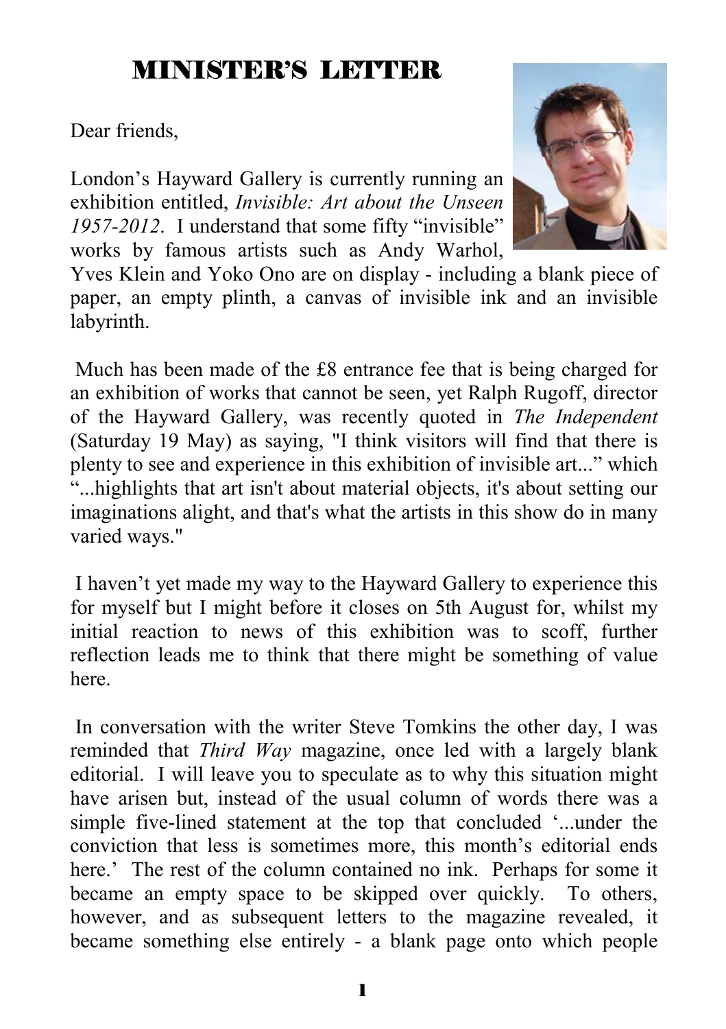# MINISTER'S LETTER

Dear friends,

London's Hayward Gallery is currently running an exhibition entitled, *Invisible: Art about the Unseen 1957-2012*. I understand that some fifty "invisible" works by famous artists such as Andy Warhol, Yves Klein and Yoko Ono are on display - including a blank piece of paper, an empty plinth, a canvas of invisible ink and an invisible labyrinth.

Much has been made of the £8 entrance fee that is being charged for an exhibition of works that cannot be seen, yet Ralph Rugoff, director of the Hayward Gallery, was recently quoted in *The Independent* (Saturday 19 May) as saying, "I think visitors will find that there is plenty to see and experience in this exhibition of invisible art..." which "...highlights that art isn't about material objects, it's about setting our imaginations alight, and that's what the artists in this show do in many varied ways."

I haven't yet made my way to the Hayward Gallery to experience this for myself but I might before it closes on 5th August for, whilst my initial reaction to news of this exhibition was to scoff, further reflection leads me to think that there might be something of value here.

In conversation with the writer Steve Tomkins the other day, I was reminded that *Third Way* magazine, once led with a largely blank editorial. I will leave you to speculate as to why this situation might have arisen but, instead of the usual column of words there was a simple five-lined statement at the top that concluded '...under the conviction that less is sometimes more, this month's editorial ends here.' The rest of the column contained no ink. Perhaps for some it became an empty space to be skipped over quickly. To others, however, and as subsequent letters to the magazine revealed, it became something else entirely - a blank page onto which people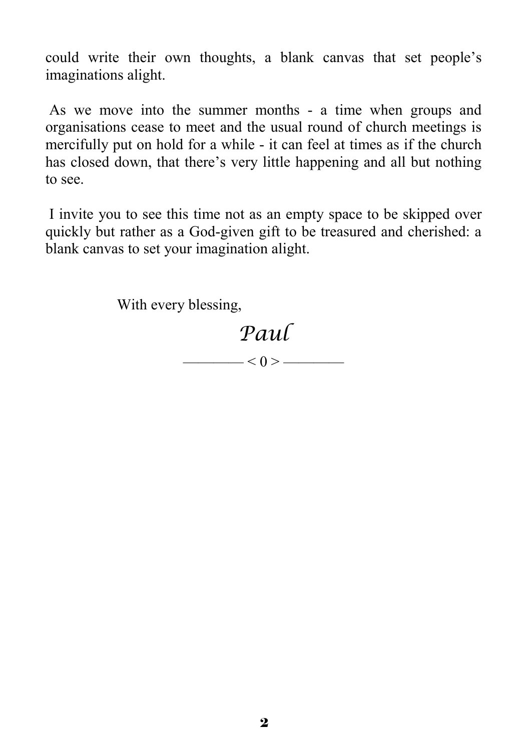could write their own thoughts, a blank canvas that set people's imaginations alight.

As we move into the summer months - a time when groups and organisations cease to meet and the usual round of church meetings is mercifully put on hold for a while - it can feel at times as if the church has closed down, that there's very little happening and all but nothing to see.

I invite you to see this time not as an empty space to be skipped over quickly but rather as a God-given gift to be treasured and cherished: a blank canvas to set your imagination alight.

With every blessing,

*Paul*

———— < 0 > ————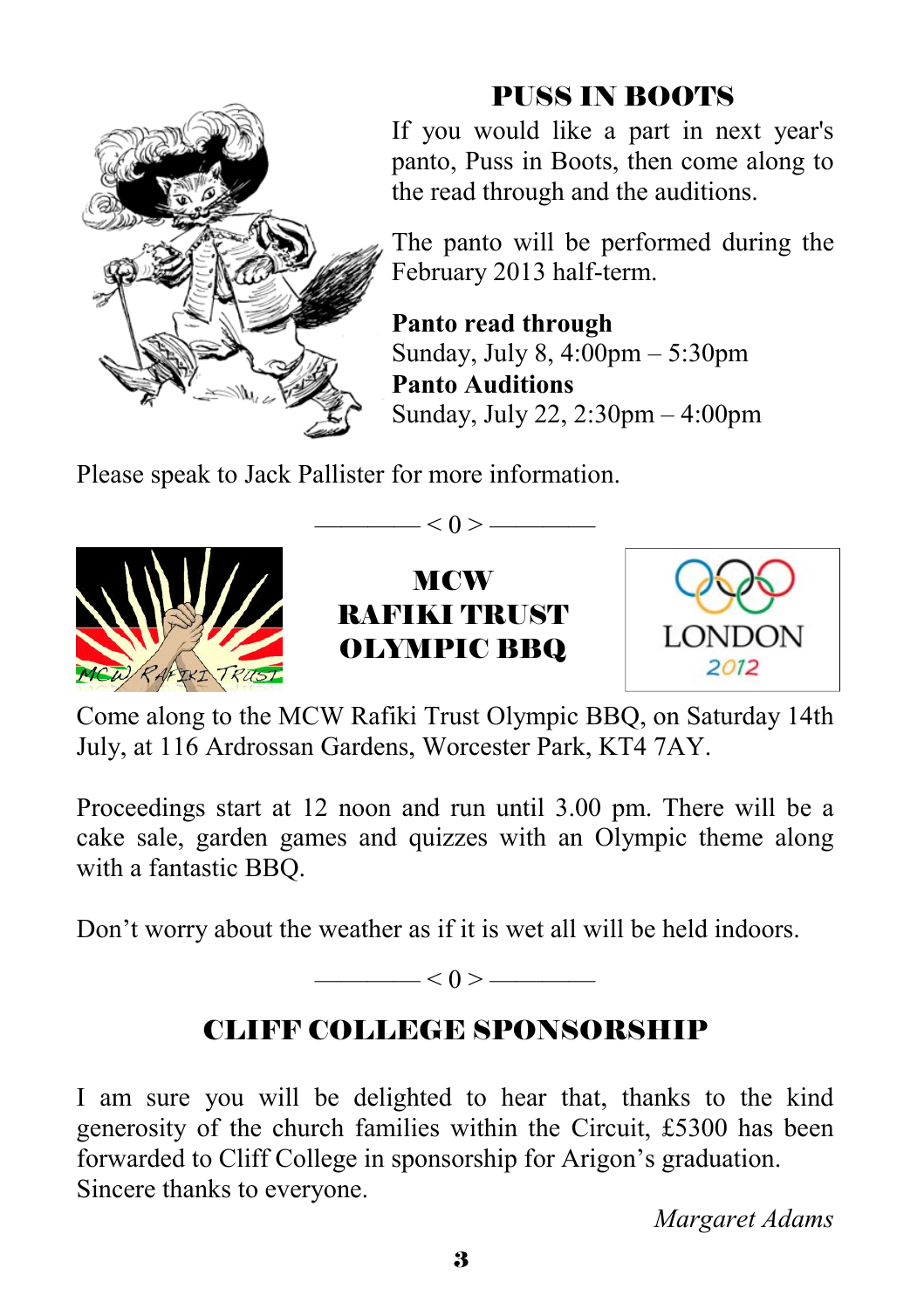## PUSS IN BOOTS

If you would like a part in next year's panto, Puss in Boots, then come along to the read through and the auditions.

The panto will be performed during the February 2013 half-term.

**Panto read through**
Sunday, July 8, 4:00pm – 5:30pm
**Panto Auditions**
Sunday, July 22, 2:30pm – 4:00pm

Please speak to Jack Pallister for more information.

———— < 0 > ————

## MCW RAFIKI TRUST OLYMPIC BBQ

Come along to the MCW Rafiki Trust Olympic BBQ, on Saturday 14th July, at 116 Ardrossan Gardens, Worcester Park, KT4 7AY.

Proceedings start at 12 noon and run until 3.00 pm. There will be a cake sale, garden games and quizzes with an Olympic theme along with a fantastic BBQ.

Don't worry about the weather as if it is wet all will be held indoors.

———— < 0 > ————

## CLIFF COLLEGE SPONSORSHIP

I am sure you will be delighted to hear that, thanks to the kind generosity of the church families within the Circuit, £5300 has been forwarded to Cliff College in sponsorship for Arigon's graduation. Sincere thanks to everyone.

*Margaret Adams*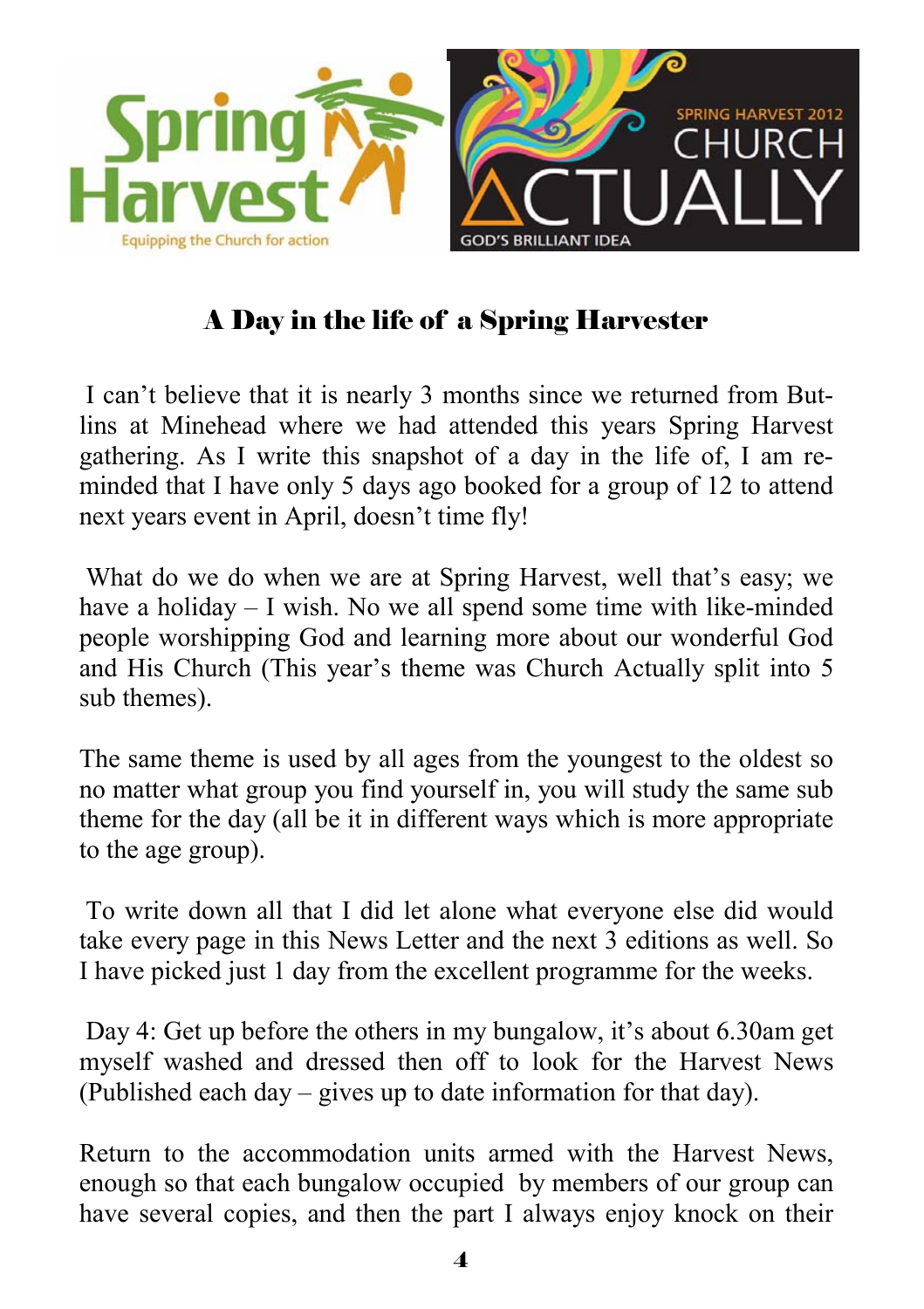# A Day in the life of a Spring Harvester

I can't believe that it is nearly 3 months since we returned from Butlins at Minehead where we had attended this years Spring Harvest gathering. As I write this snapshot of a day in the life of, I am reminded that I have only 5 days ago booked for a group of 12 to attend next years event in April, doesn't time fly!

What do we do when we are at Spring Harvest, well that's easy; we have a holiday – I wish. No we all spend some time with like-minded people worshipping God and learning more about our wonderful God and His Church (This year's theme was Church Actually split into 5 sub themes).

The same theme is used by all ages from the youngest to the oldest so no matter what group you find yourself in, you will study the same sub theme for the day (all be it in different ways which is more appropriate to the age group).

To write down all that I did let alone what everyone else did would take every page in this News Letter and the next 3 editions as well. So I have picked just 1 day from the excellent programme for the weeks.

Day 4: Get up before the others in my bungalow, it's about 6.30am get myself washed and dressed then off to look for the Harvest News (Published each day – gives up to date information for that day).

Return to the accommodation units armed with the Harvest News, enough so that each bungalow occupied by members of our group can have several copies, and then the part I always enjoy knock on their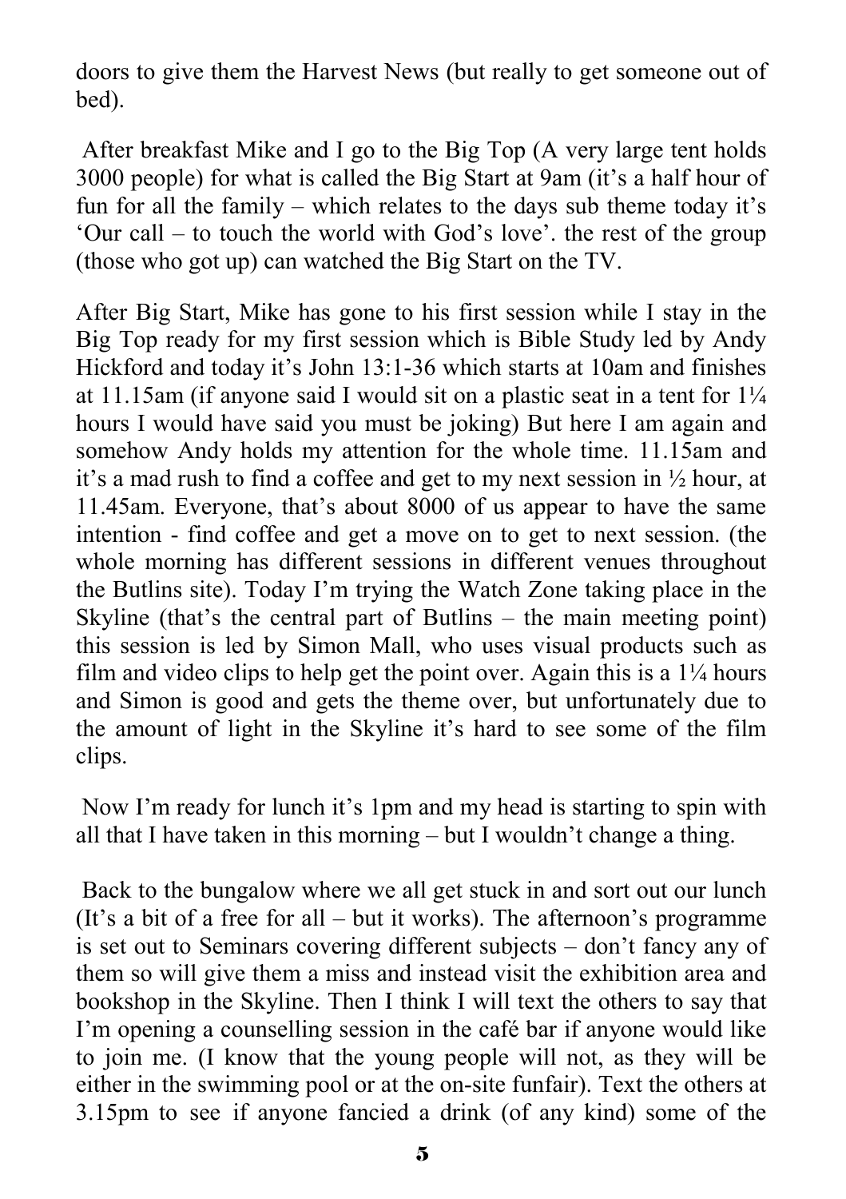doors to give them the Harvest News (but really to get someone out of bed).

After breakfast Mike and I go to the Big Top (A very large tent holds 3000 people) for what is called the Big Start at 9am (it's a half hour of fun for all the family – which relates to the days sub theme today it's 'Our call – to touch the world with God's love'. the rest of the group (those who got up) can watched the Big Start on the TV.

After Big Start, Mike has gone to his first session while I stay in the Big Top ready for my first session which is Bible Study led by Andy Hickford and today it's John 13:1-36 which starts at 10am and finishes at 11.15am (if anyone said I would sit on a plastic seat in a tent for 1¼ hours I would have said you must be joking) But here I am again and somehow Andy holds my attention for the whole time. 11.15am and it's a mad rush to find a coffee and get to my next session in ½ hour, at 11.45am. Everyone, that's about 8000 of us appear to have the same intention - find coffee and get a move on to get to next session. (the whole morning has different sessions in different venues throughout the Butlins site). Today I'm trying the Watch Zone taking place in the Skyline (that's the central part of Butlins – the main meeting point) this session is led by Simon Mall, who uses visual products such as film and video clips to help get the point over. Again this is a 1¼ hours and Simon is good and gets the theme over, but unfortunately due to the amount of light in the Skyline it's hard to see some of the film clips.

Now I'm ready for lunch it's 1pm and my head is starting to spin with all that I have taken in this morning – but I wouldn't change a thing.

Back to the bungalow where we all get stuck in and sort out our lunch (It's a bit of a free for all – but it works). The afternoon's programme is set out to Seminars covering different subjects – don't fancy any of them so will give them a miss and instead visit the exhibition area and bookshop in the Skyline. Then I think I will text the others to say that I'm opening a counselling session in the café bar if anyone would like to join me. (I know that the young people will not, as they will be either in the swimming pool or at the on-site funfair). Text the others at 3.15pm to see if anyone fancied a drink (of any kind) some of the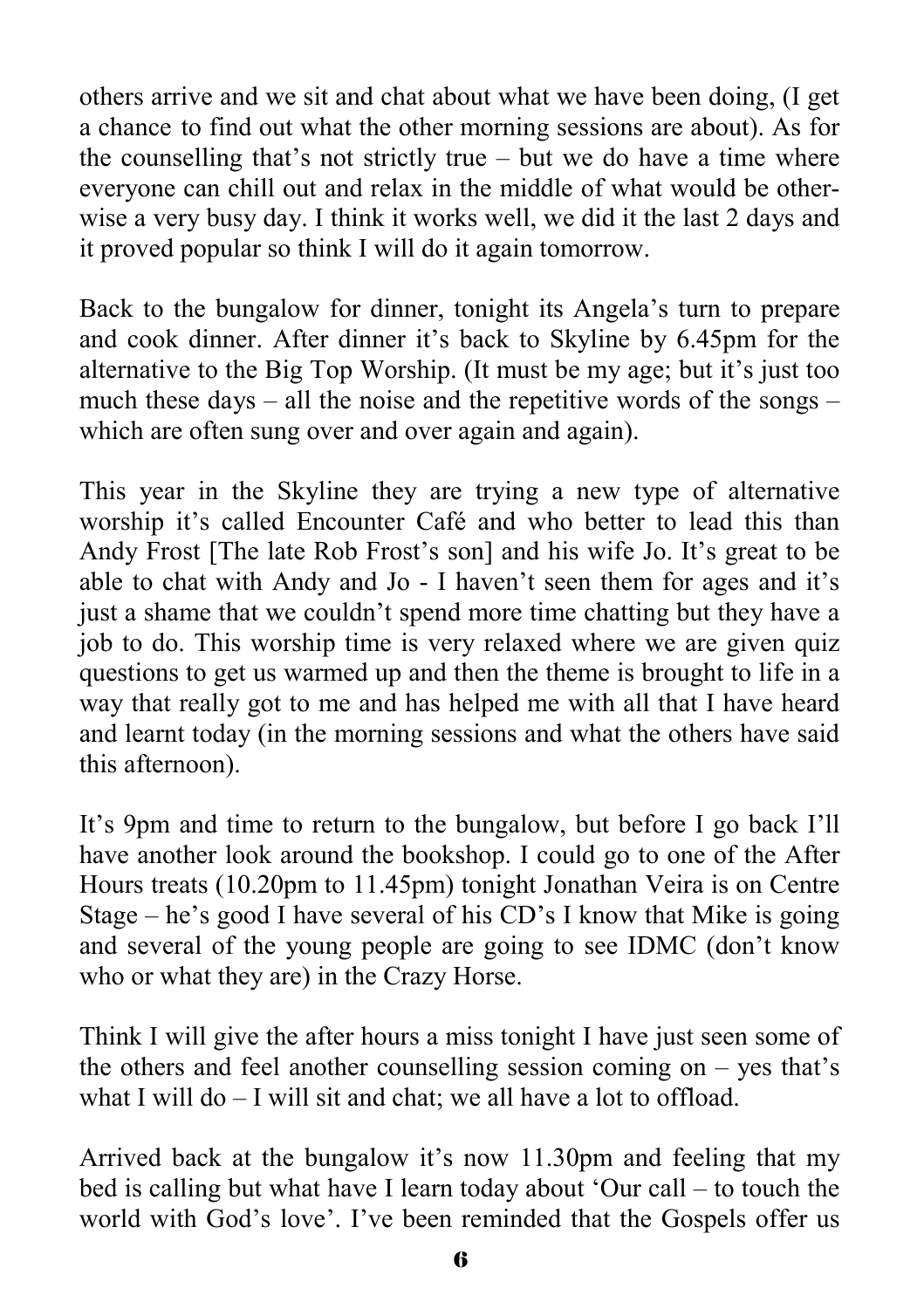others arrive and we sit and chat about what we have been doing, (I get a chance to find out what the other morning sessions are about). As for the counselling that's not strictly true – but we do have a time where everyone can chill out and relax in the middle of what would be other-wise a very busy day. I think it works well, we did it the last 2 days and it proved popular so think I will do it again tomorrow.

Back to the bungalow for dinner, tonight its Angela's turn to prepare and cook dinner. After dinner it's back to Skyline by 6.45pm for the alternative to the Big Top Worship. (It must be my age; but it's just too much these days – all the noise and the repetitive words of the songs – which are often sung over and over again and again).

This year in the Skyline they are trying a new type of alternative worship it's called Encounter Café and who better to lead this than Andy Frost [The late Rob Frost's son] and his wife Jo. It's great to be able to chat with Andy and Jo - I haven't seen them for ages and it's just a shame that we couldn't spend more time chatting but they have a job to do. This worship time is very relaxed where we are given quiz questions to get us warmed up and then the theme is brought to life in a way that really got to me and has helped me with all that I have heard and learnt today (in the morning sessions and what the others have said this afternoon).

It's 9pm and time to return to the bungalow, but before I go back I'll have another look around the bookshop. I could go to one of the After Hours treats (10.20pm to 11.45pm) tonight Jonathan Veira is on Centre Stage – he's good I have several of his CD's I know that Mike is going and several of the young people are going to see IDMC (don't know who or what they are) in the Crazy Horse.

Think I will give the after hours a miss tonight I have just seen some of the others and feel another counselling session coming on – yes that's what I will do – I will sit and chat; we all have a lot to offload.

Arrived back at the bungalow it's now 11.30pm and feeling that my bed is calling but what have I learn today about 'Our call – to touch the world with God's love'. I've been reminded that the Gospels offer us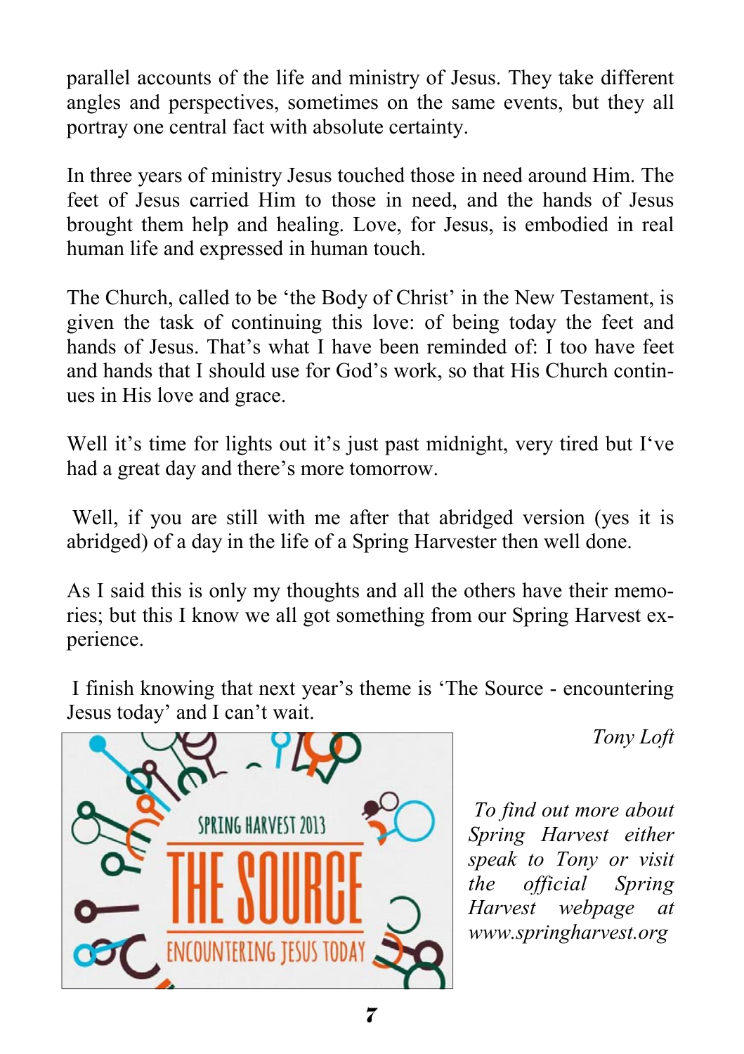parallel accounts of the life and ministry of Jesus. They take different angles and perspectives, sometimes on the same events, but they all portray one central fact with absolute certainty.

In three years of ministry Jesus touched those in need around Him. The feet of Jesus carried Him to those in need, and the hands of Jesus brought them help and healing. Love, for Jesus, is embodied in real human life and expressed in human touch.

The Church, called to be 'the Body of Christ' in the New Testament, is given the task of continuing this love: of being today the feet and hands of Jesus. That's what I have been reminded of: I too have feet and hands that I should use for God's work, so that His Church continues in His love and grace.

Well it's time for lights out it's just past midnight, very tired but I've had a great day and there's more tomorrow.

Well, if you are still with me after that abridged version (yes it is abridged) of a day in the life of a Spring Harvester then well done.

As I said this is only my thoughts and all the others have their memories; but this I know we all got something from our Spring Harvest experience.

I finish knowing that next year's theme is 'The Source - encountering Jesus today' and I can't wait.

*Tony Loft*

SPRING HARVEST 2013 THE SOURCE ENCOUNTERING JESUS TODAY

*To find out more about Spring Harvest either speak to Tony or visit the official Spring Harvest webpage at www.springharvest.org*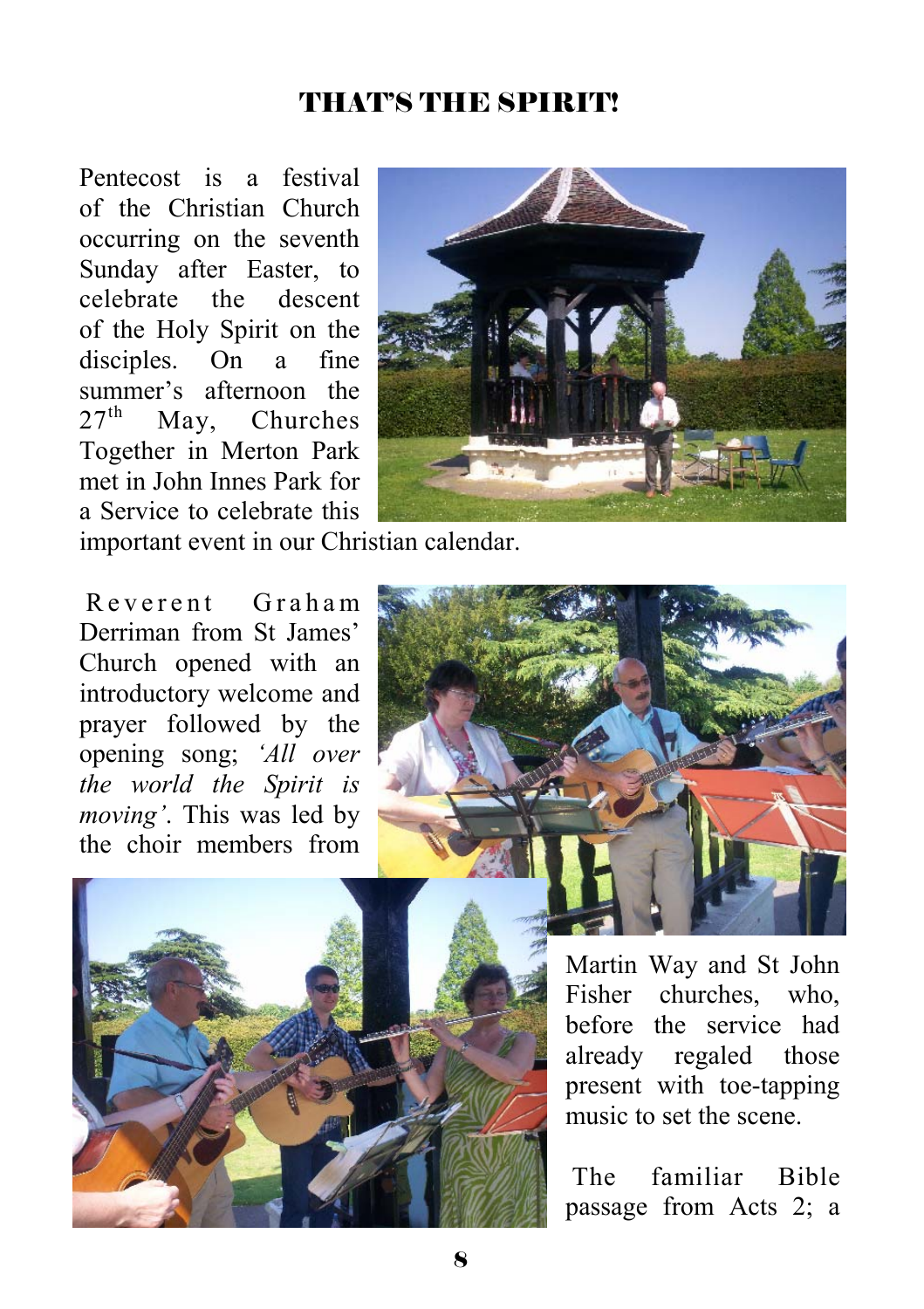# THAT'S THE SPIRIT!

Pentecost is a festival of the Christian Church occurring on the seventh Sunday after Easter, to celebrate the descent of the Holy Spirit on the disciples. On a fine summer's afternoon the 27th May, Churches Together in Merton Park met in John Innes Park for a Service to celebrate this important event in our Christian calendar.

Reverent Graham Derriman from St James' Church opened with an introductory welcome and prayer followed by the opening song; *'All over the world the Spirit is moving'*. This was led by the choir members from Martin Way and St John Fisher churches, who, before the service had already regaled those present with toe-tapping music to set the scene.

The familiar Bible passage from Acts 2; a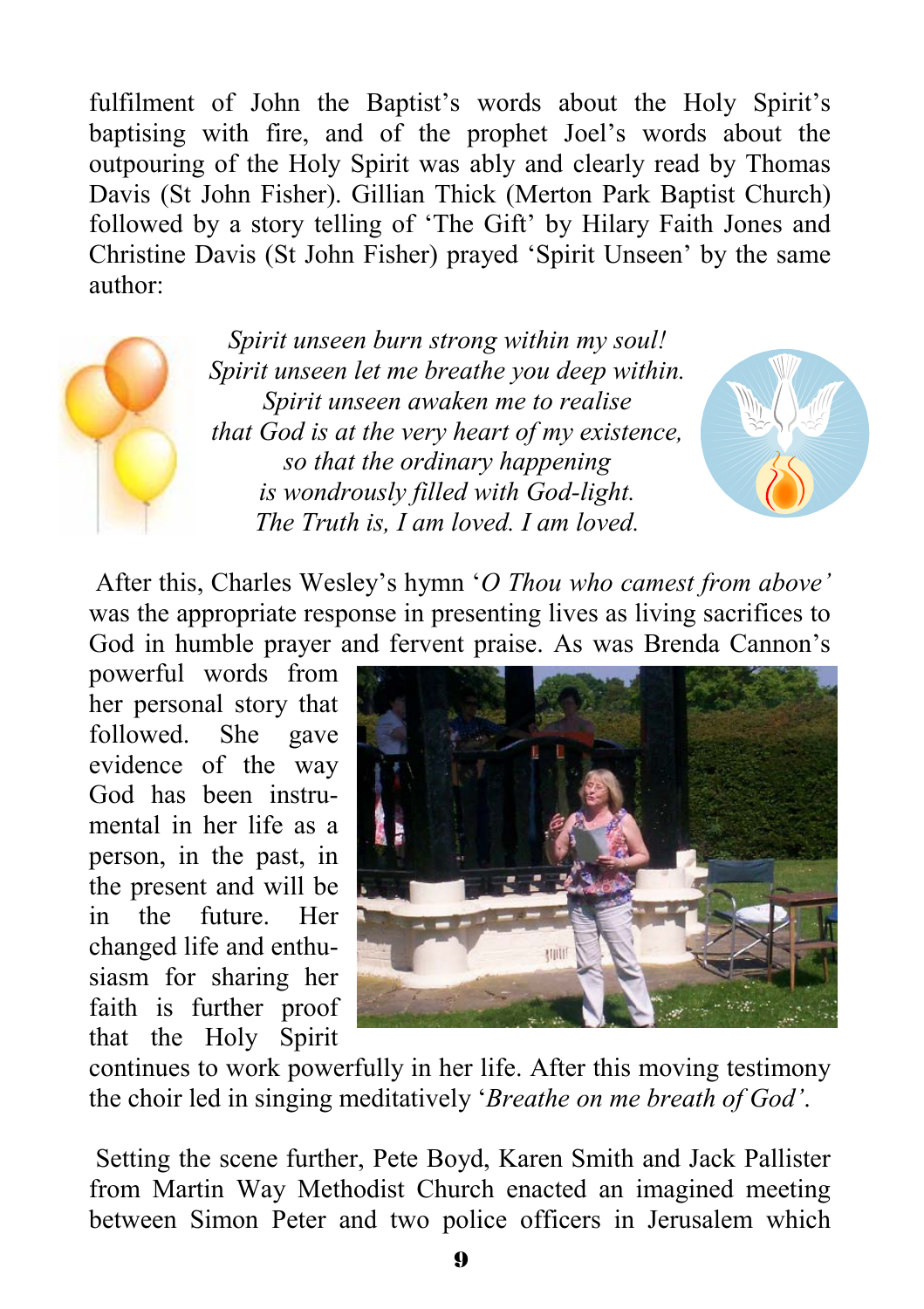fulfilment of John the Baptist's words about the Holy Spirit's baptising with fire, and of the prophet Joel's words about the outpouring of the Holy Spirit was ably and clearly read by Thomas Davis (St John Fisher). Gillian Thick (Merton Park Baptist Church) followed by a story telling of 'The Gift' by Hilary Faith Jones and Christine Davis (St John Fisher) prayed 'Spirit Unseen' by the same author:

*Spirit unseen burn strong within my soul!*
*Spirit unseen let me breathe you deep within.*
*Spirit unseen awaken me to realise*
*that God is at the very heart of my existence,*
*so that the ordinary happening*
*is wondrously filled with God-light.*
*The Truth is, I am loved. I am loved.*

After this, Charles Wesley's hymn '*O Thou who camest from above'* was the appropriate response in presenting lives as living sacrifices to God in humble prayer and fervent praise. As was Brenda Cannon's powerful words from her personal story that followed. She gave evidence of the way God has been instrumental in her life as a person, in the past, in the present and will be in the future. Her changed life and enthusiasm for sharing her faith is further proof that the Holy Spirit continues to work powerfully in her life. After this moving testimony the choir led in singing meditatively '*Breathe on me breath of God'*.

Setting the scene further, Pete Boyd, Karen Smith and Jack Pallister from Martin Way Methodist Church enacted an imagined meeting between Simon Peter and two police officers in Jerusalem which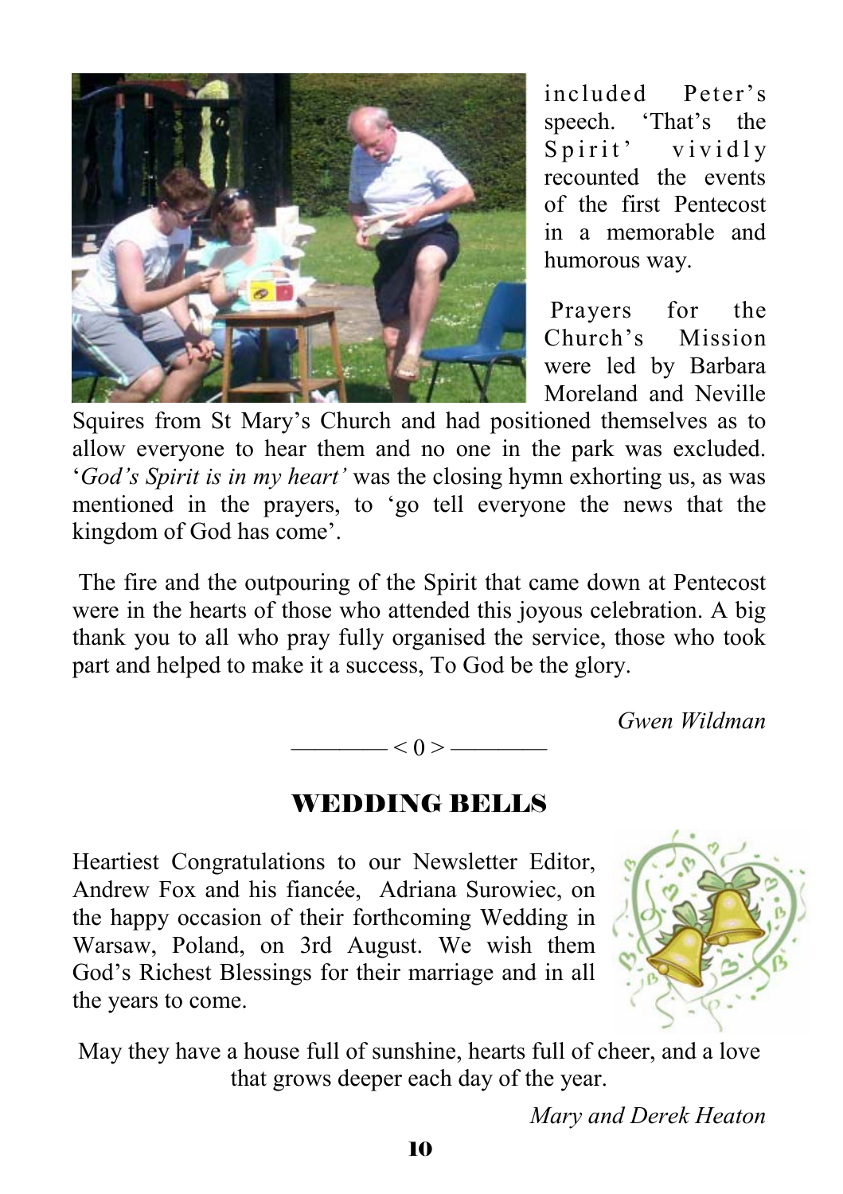included Peter's speech. 'That's the Spirit' vividly recounted the events of the first Pentecost in a memorable and humorous way.

Prayers for the Church's Mission were led by Barbara Moreland and Neville Squires from St Mary's Church and had positioned themselves as to allow everyone to hear them and no one in the park was excluded. '*God's Spirit is in my heart'* was the closing hymn exhorting us, as was mentioned in the prayers, to 'go tell everyone the news that the kingdom of God has come'.

The fire and the outpouring of the Spirit that came down at Pentecost were in the hearts of those who attended this joyous celebration. A big thank you to all who pray fully organised the service, those who took part and helped to make it a success, To God be the glory.

*Gwen Wildman*

———— < 0 > ————

## WEDDING BELLS

Heartiest Congratulations to our Newsletter Editor, Andrew Fox and his fiancée, Adriana Surowiec, on the happy occasion of their forthcoming Wedding in Warsaw, Poland, on 3rd August. We wish them God's Richest Blessings for their marriage and in all the years to come.

May they have a house full of sunshine, hearts full of cheer, and a love that grows deeper each day of the year.

*Mary and Derek Heaton*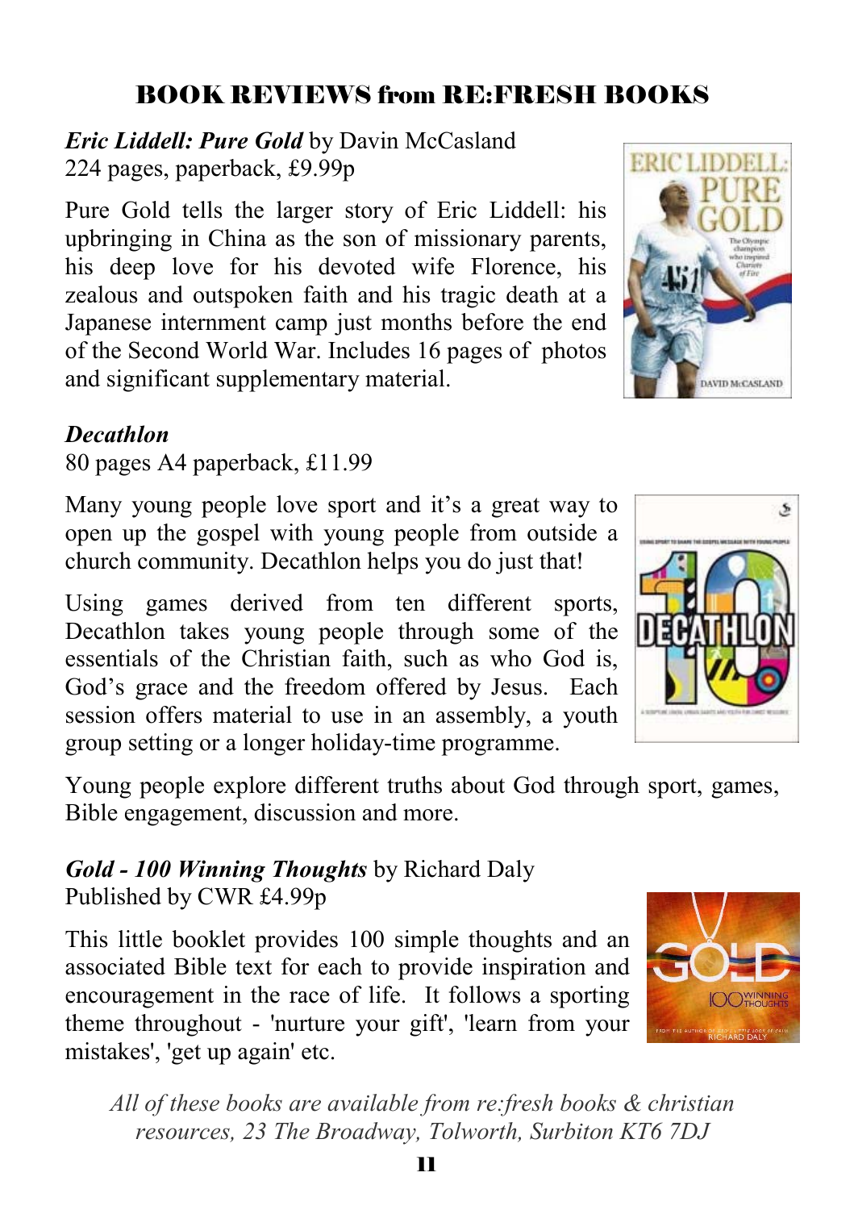## BOOK REVIEWS from RE:FRESH BOOKS

***Eric Liddell: Pure Gold*** by Davin McCasland
224 pages, paperback, £9.99p

Pure Gold tells the larger story of Eric Liddell: his upbringing in China as the son of missionary parents, his deep love for his devoted wife Florence, his zealous and outspoken faith and his tragic death at a Japanese internment camp just months before the end of the Second World War. Includes 16 pages of photos and significant supplementary material.

***Decathlon***
80 pages A4 paperback, £11.99

Many young people love sport and it's a great way to open up the gospel with young people from outside a church community. Decathlon helps you do just that!

Using games derived from ten different sports, Decathlon takes young people through some of the essentials of the Christian faith, such as who God is, God's grace and the freedom offered by Jesus. Each session offers material to use in an assembly, a youth group setting or a longer holiday-time programme.

Young people explore different truths about God through sport, games, Bible engagement, discussion and more.

***Gold - 100 Winning Thoughts*** by Richard Daly
Published by CWR £4.99p

This little booklet provides 100 simple thoughts and an associated Bible text for each to provide inspiration and encouragement in the race of life. It follows a sporting theme throughout - 'nurture your gift', 'learn from your mistakes', 'get up again' etc.

*All of these books are available from re:fresh books & christian resources, 23 The Broadway, Tolworth, Surbiton KT6 7DJ*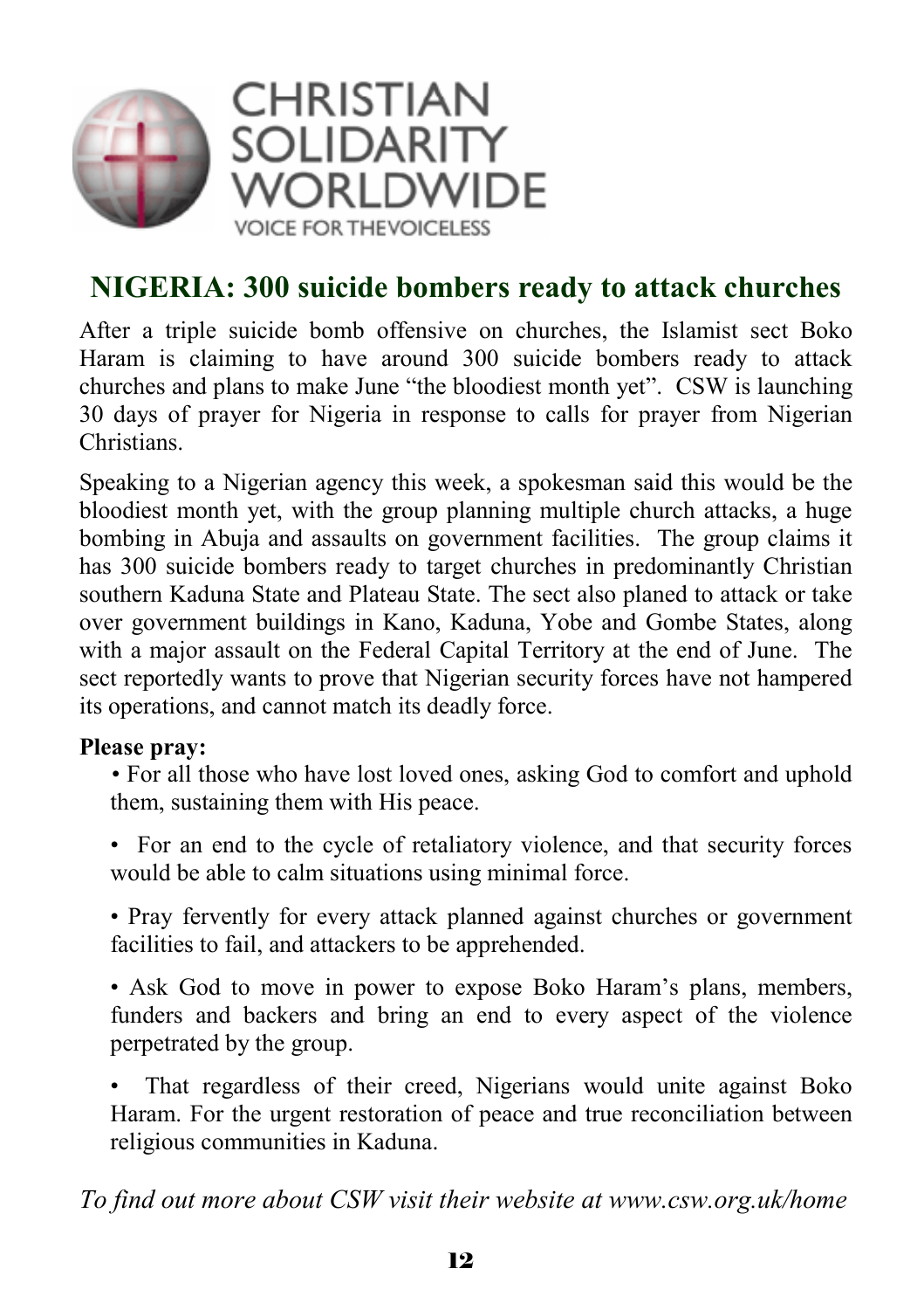CHRISTIAN SOLIDARITY WORLDWIDE

VOICE FOR THE VOICELESS

## NIGERIA: 300 suicide bombers ready to attack churches

After a triple suicide bomb offensive on churches, the Islamist sect Boko Haram is claiming to have around 300 suicide bombers ready to attack churches and plans to make June "the bloodiest month yet". CSW is launching 30 days of prayer for Nigeria in response to calls for prayer from Nigerian Christians.

Speaking to a Nigerian agency this week, a spokesman said this would be the bloodiest month yet, with the group planning multiple church attacks, a huge bombing in Abuja and assaults on government facilities. The group claims it has 300 suicide bombers ready to target churches in predominantly Christian southern Kaduna State and Plateau State. The sect also planed to attack or take over government buildings in Kano, Kaduna, Yobe and Gombe States, along with a major assault on the Federal Capital Territory at the end of June. The sect reportedly wants to prove that Nigerian security forces have not hampered its operations, and cannot match its deadly force.

**Please pray:**

- For all those who have lost loved ones, asking God to comfort and uphold them, sustaining them with His peace.
- For an end to the cycle of retaliatory violence, and that security forces would be able to calm situations using minimal force.
- Pray fervently for every attack planned against churches or government facilities to fail, and attackers to be apprehended.
- Ask God to move in power to expose Boko Haram's plans, members, funders and backers and bring an end to every aspect of the violence perpetrated by the group.
- That regardless of their creed, Nigerians would unite against Boko Haram. For the urgent restoration of peace and true reconciliation between religious communities in Kaduna.

*To find out more about CSW visit their website at www.csw.org.uk/home*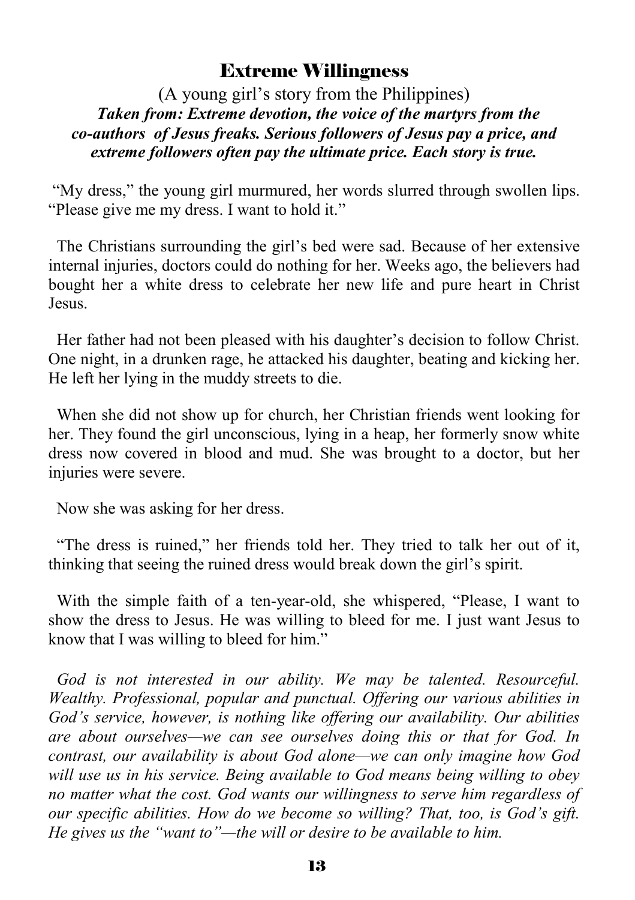## Extreme Willingness

(A young girl's story from the Philippines)
***Taken from: Extreme devotion, the voice of the martyrs from the co-authors of Jesus freaks. Serious followers of Jesus pay a price, and extreme followers often pay the ultimate price. Each story is true.***

"My dress," the young girl murmured, her words slurred through swollen lips. "Please give me my dress. I want to hold it."

The Christians surrounding the girl's bed were sad. Because of her extensive internal injuries, doctors could do nothing for her. Weeks ago, the believers had bought her a white dress to celebrate her new life and pure heart in Christ Jesus.

Her father had not been pleased with his daughter's decision to follow Christ. One night, in a drunken rage, he attacked his daughter, beating and kicking her. He left her lying in the muddy streets to die.

When she did not show up for church, her Christian friends went looking for her. They found the girl unconscious, lying in a heap, her formerly snow white dress now covered in blood and mud. She was brought to a doctor, but her injuries were severe.

Now she was asking for her dress.

"The dress is ruined," her friends told her. They tried to talk her out of it, thinking that seeing the ruined dress would break down the girl's spirit.

With the simple faith of a ten-year-old, she whispered, "Please, I want to show the dress to Jesus. He was willing to bleed for me. I just want Jesus to know that I was willing to bleed for him."

*God is not interested in our ability. We may be talented. Resourceful. Wealthy. Professional, popular and punctual. Offering our various abilities in God's service, however, is nothing like offering our availability. Our abilities are about ourselves—we can see ourselves doing this or that for God. In contrast, our availability is about God alone—we can only imagine how God will use us in his service. Being available to God means being willing to obey no matter what the cost. God wants our willingness to serve him regardless of our specific abilities. How do we become so willing? That, too, is God's gift. He gives us the "want to"—the will or desire to be available to him.*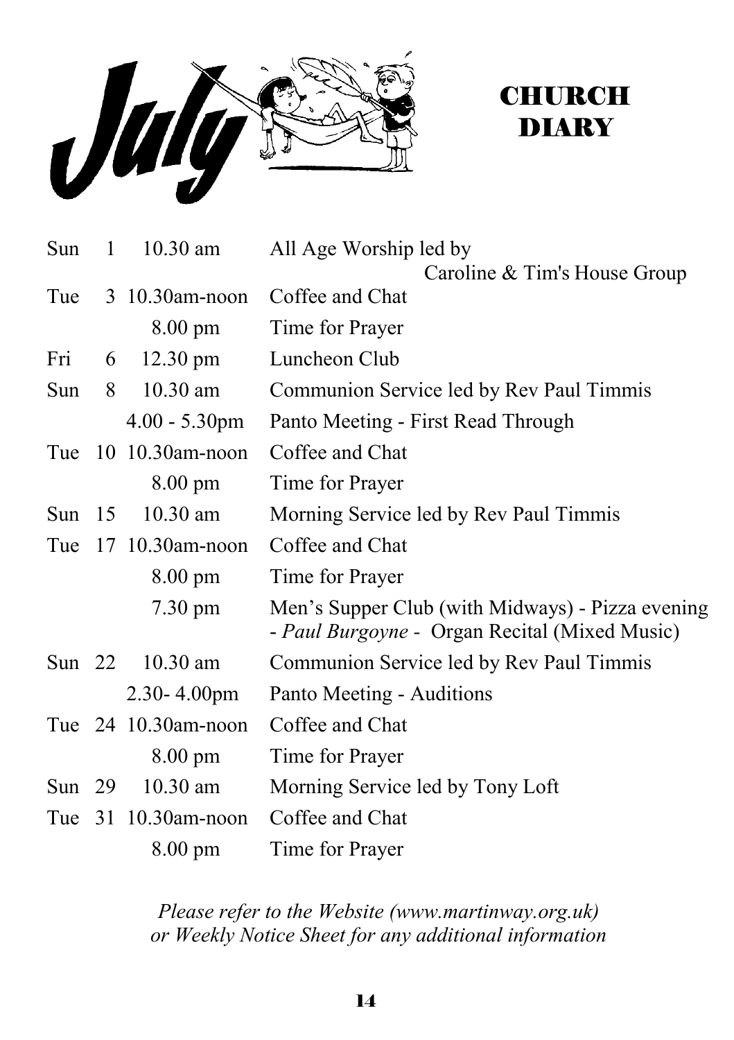# July CHURCH DIARY

| Day | Date | Time | Event |
|---|---|---|---|
| Sun | 1 | 10.30 am | All Age Worship led by Caroline & Tim's House Group |
| Tue | 3 | 10.30am-noon | Coffee and Chat |
| | | 8.00 pm | Time for Prayer |
| Fri | 6 | 12.30 pm | Luncheon Club |
| Sun | 8 | 10.30 am | Communion Service led by Rev Paul Timmis |
| | | 4.00 - 5.30pm | Panto Meeting - First Read Through |
| Tue | 10 | 10.30am-noon | Coffee and Chat |
| | | 8.00 pm | Time for Prayer |
| Sun | 15 | 10.30 am | Morning Service led by Rev Paul Timmis |
| Tue | 17 | 10.30am-noon | Coffee and Chat |
| | | 8.00 pm | Time for Prayer |
| | | 7.30 pm | Men's Supper Club (with Midways) - Pizza evening - *Paul Burgoyne* - Organ Recital (Mixed Music) |
| Sun | 22 | 10.30 am | Communion Service led by Rev Paul Timmis |
| | | 2.30- 4.00pm | Panto Meeting - Auditions |
| Tue | 24 | 10.30am-noon | Coffee and Chat |
| | | 8.00 pm | Time for Prayer |
| Sun | 29 | 10.30 am | Morning Service led by Tony Loft |
| Tue | 31 | 10.30am-noon | Coffee and Chat |
| | | 8.00 pm | Time for Prayer |

*Please refer to the Website (www.martinway.org.uk) or Weekly Notice Sheet for any additional information*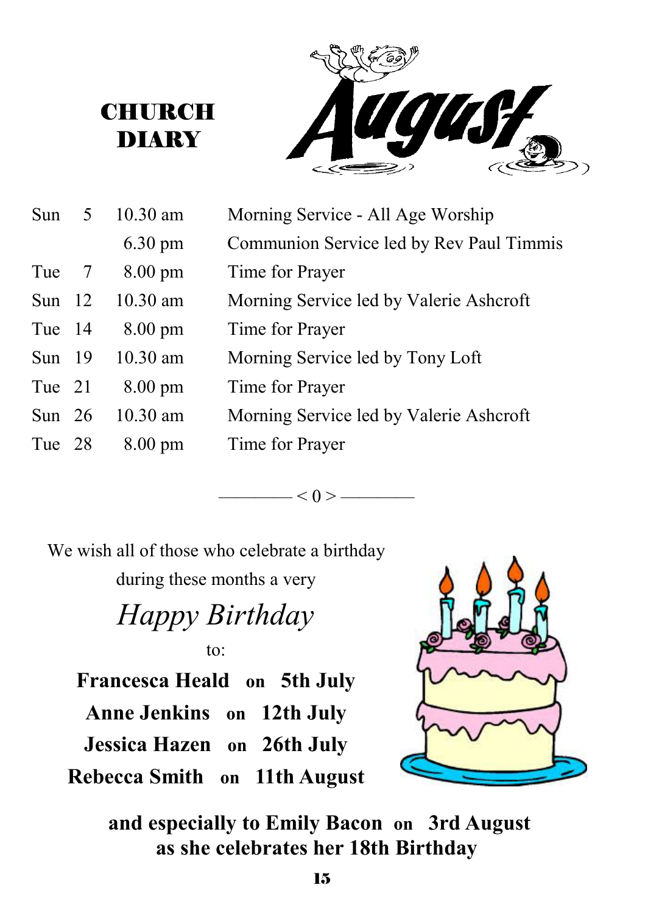# CHURCH DIARY

## August

| | | | |
|---|---|---|---|
| Sun | 5 | 10.30 am | Morning Service - All Age Worship |
| | | 6.30 pm | Communion Service led by Rev Paul Timmis |
| Tue | 7 | 8.00 pm | Time for Prayer |
| Sun | 12 | 10.30 am | Morning Service led by Valerie Ashcroft |
| Tue | 14 | 8.00 pm | Time for Prayer |
| Sun | 19 | 10.30 am | Morning Service led by Tony Loft |
| Tue | 21 | 8.00 pm | Time for Prayer |
| Sun | 26 | 10.30 am | Morning Service led by Valerie Ashcroft |
| Tue | 28 | 8.00 pm | Time for Prayer |

———— < 0 > ————

We wish all of those who celebrate a birthday during these months a very

*Happy Birthday*

to:

**Francesca Heald on 5th July**

**Anne Jenkins on 12th July**

**Jessica Hazen on 26th July**

**Rebecca Smith on 11th August**

**and especially to Emily Bacon on 3rd August as she celebrates her 18th Birthday**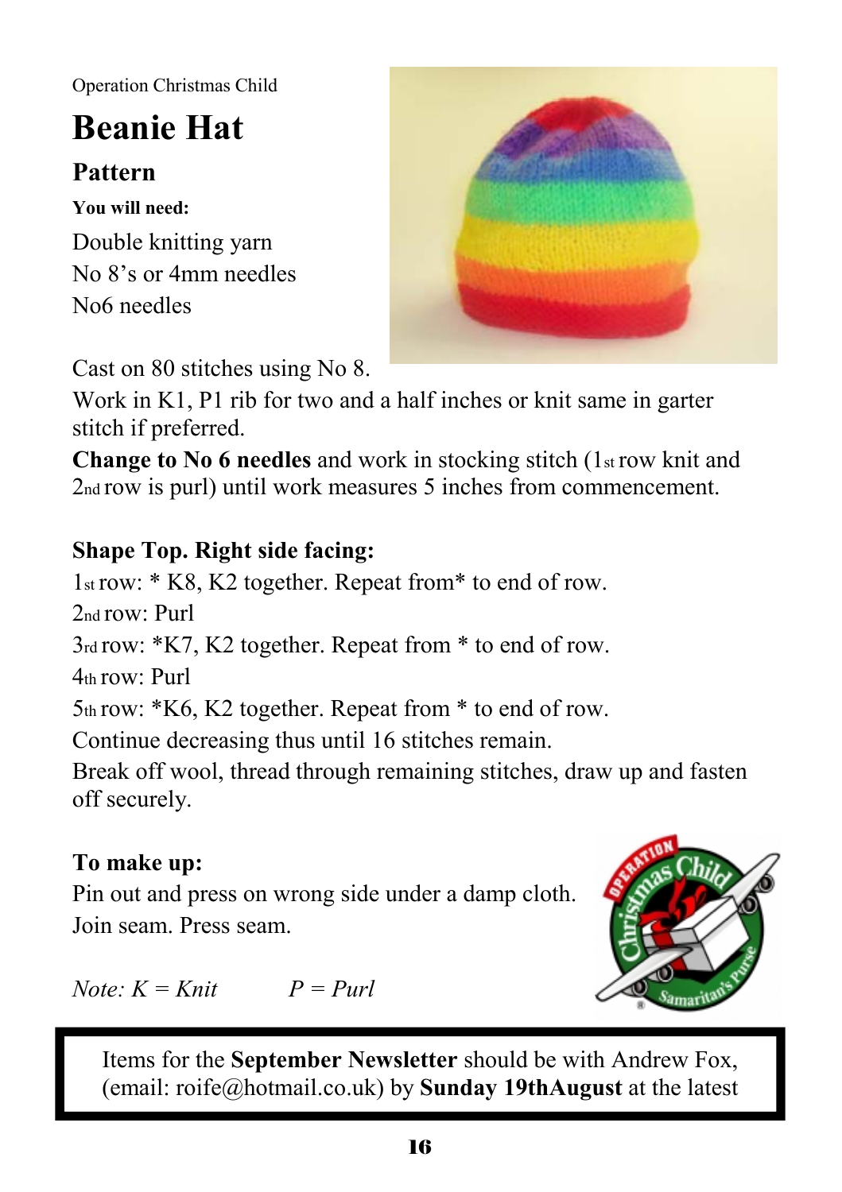Operation Christmas Child

# Beanie Hat

## Pattern

**You will need:**

Double knitting yarn
No 8's or 4mm needles
No6 needles

Cast on 80 stitches using No 8.

Work in K1, P1 rib for two and a half inches or knit same in garter stitch if preferred.

**Change to No 6 needles** and work in stocking stitch (1st row knit and 2nd row is purl) until work measures 5 inches from commencement.

**Shape Top. Right side facing:**

1st row: * K8, K2 together. Repeat from* to end of row.
2nd row: Purl
3rd row: *K7, K2 together. Repeat from * to end of row.
4th row: Purl
5th row: *K6, K2 together. Repeat from * to end of row.
Continue decreasing thus until 16 stitches remain.
Break off wool, thread through remaining stitches, draw up and fasten off securely.

**To make up:**

Pin out and press on wrong side under a damp cloth.
Join seam. Press seam.

*Note: K = Knit* *P = Purl*

Items for the **September Newsletter** should be with Andrew Fox, (email: roife@hotmail.co.uk) by **Sunday 19thAugust** at the latest